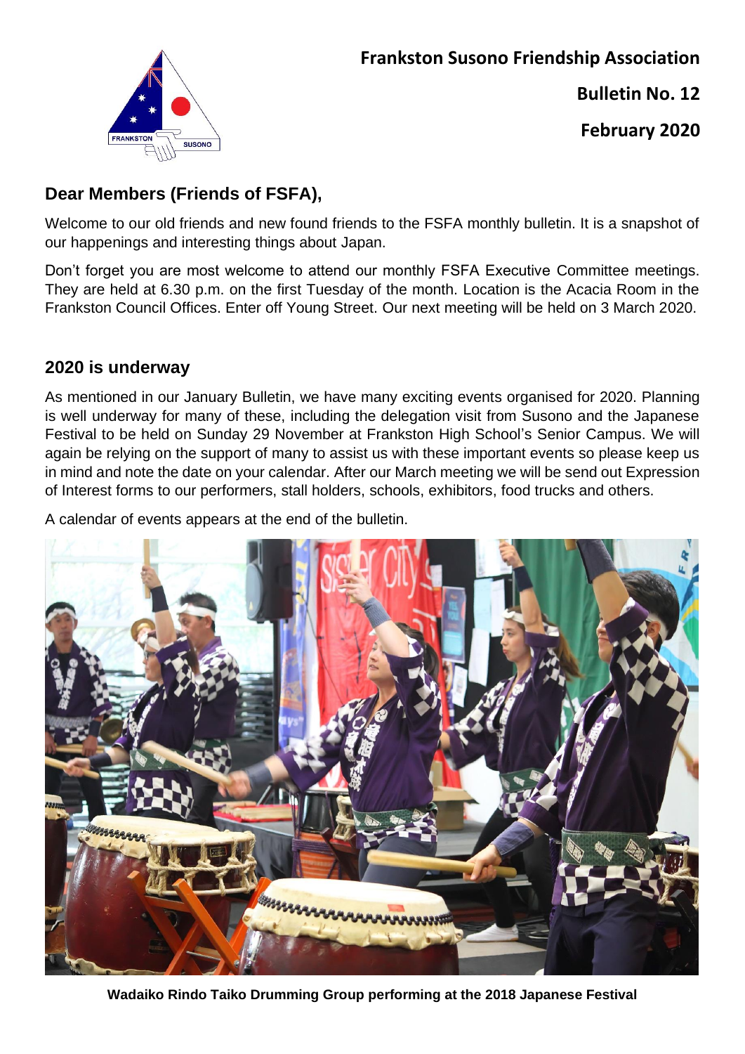**Frankston Susono Friendship Association**

**Bulletin No. 12**

**February 2020**

## Dear Members (Friends of FSFA),

Welcome to our old friends and new found friends to the FSFA monthly bulletin. It is a snapshot of our happenings and interesting things about Japan.

Don't forget you are most welcome to attend our monthly FSFA Executive Committee meetings. They are held at 6.30 p.m. on the first Tuesday of the month. Location is the Acacia Room in the Frankston Council Offices. Enter off Young Street. Our next meeting will be held on 3 March 2020.

## 2020 is underway

As mentioned in our January Bulletin, we have many exciting events organised for 2020. Planning is well underway for many of these, including the delegation visit from Susono and the Japanese Festival to be held on Sunday 29 November at Frankston High School's Senior Campus. We will again be relying on the support of many to assist us with these important events so please keep us in mind and note the date on your calendar. After our March meeting we will be send out Expression of Interest forms to our performers, stall holders, schools, exhibitors, food trucks and others.

A calendar of events appears at the end of the bulletin.

**Wadaiko Rindo Taiko Drumming Group performing at the 2018 Japanese Festival**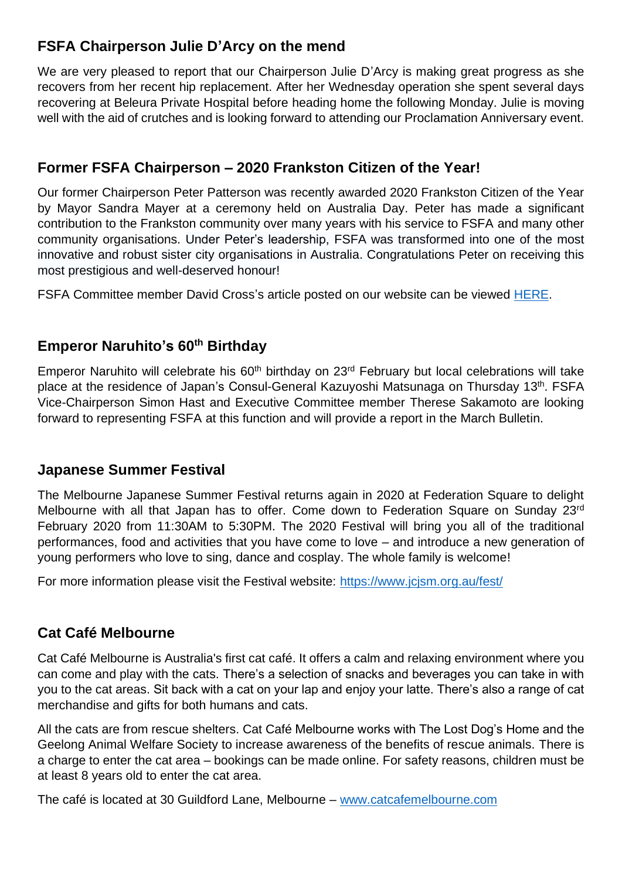## FSFA Chairperson Julie D'Arcy on the mend

We are very pleased to report that our Chairperson Julie D'Arcy is making great progress as she recovers from her recent hip replacement. After her Wednesday operation she spent several days recovering at Beleura Private Hospital before heading home the following Monday. Julie is moving well with the aid of crutches and is looking forward to attending our Proclamation Anniversary event.

## Former FSFA Chairperson – 2020 Frankston Citizen of the Year!

Our former Chairperson Peter Patterson was recently awarded 2020 Frankston Citizen of the Year by Mayor Sandra Mayer at a ceremony held on Australia Day. Peter has made a significant contribution to the Frankston community over many years with his service to FSFA and many other community organisations. Under Peter's leadership, FSFA was transformed into one of the most innovative and robust sister city organisations in Australia. Congratulations Peter on receiving this most prestigious and well-deserved honour!

FSFA Committee member David Cross's article posted on our website can be viewed HERE.

## Emperor Naruhito's 60th Birthday

Emperor Naruhito will celebrate his 60th birthday on 23rd February but local celebrations will take place at the residence of Japan's Consul-General Kazuyoshi Matsunaga on Thursday 13th. FSFA Vice-Chairperson Simon Hast and Executive Committee member Therese Sakamoto are looking forward to representing FSFA at this function and will provide a report in the March Bulletin.

## Japanese Summer Festival

The Melbourne Japanese Summer Festival returns again in 2020 at Federation Square to delight Melbourne with all that Japan has to offer. Come down to Federation Square on Sunday 23rd February 2020 from 11:30AM to 5:30PM. The 2020 Festival will bring you all of the traditional performances, food and activities that you have come to love – and introduce a new generation of young performers who love to sing, dance and cosplay. The whole family is welcome!

For more information please visit the Festival website: https://www.jcjsm.org.au/fest/

## Cat Café Melbourne

Cat Café Melbourne is Australia's first cat café. It offers a calm and relaxing environment where you can come and play with the cats. There's a selection of snacks and beverages you can take in with you to the cat areas. Sit back with a cat on your lap and enjoy your latte. There's also a range of cat merchandise and gifts for both humans and cats.

All the cats are from rescue shelters. Cat Café Melbourne works with The Lost Dog's Home and the Geelong Animal Welfare Society to increase awareness of the benefits of rescue animals. There is a charge to enter the cat area – bookings can be made online. For safety reasons, children must be at least 8 years old to enter the cat area.

The café is located at 30 Guildford Lane, Melbourne – www.catcafemelbourne.com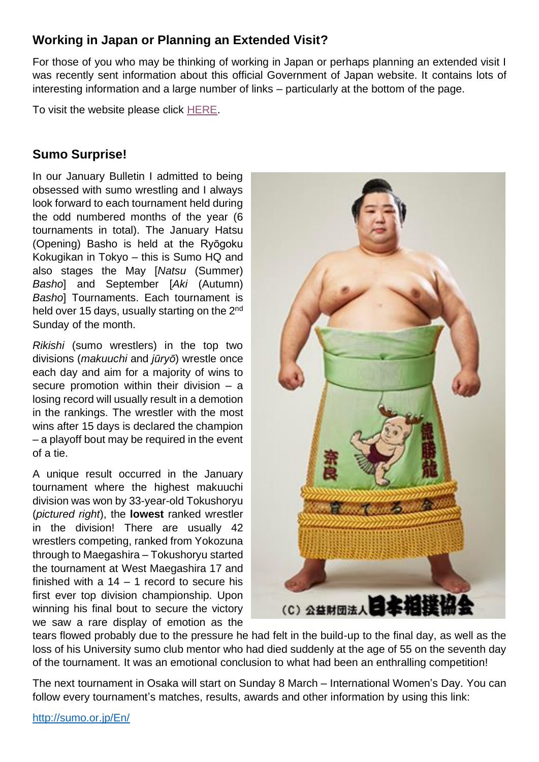## Working in Japan or Planning an Extended Visit?

For those of you who may be thinking of working in Japan or perhaps planning an extended visit I was recently sent information about this official Government of Japan website. It contains lots of interesting information and a large number of links – particularly at the bottom of the page.

To visit the website please click HERE.

## Sumo Surprise!

In our January Bulletin I admitted to being obsessed with sumo wrestling and I always look forward to each tournament held during the odd numbered months of the year (6 tournaments in total). The January Hatsu (Opening) Basho is held at the Ryōgoku Kokugikan in Tokyo – this is Sumo HQ and also stages the May [*Natsu* (Summer) *Basho*] and September [*Aki* (Autumn) *Basho*] Tournaments. Each tournament is held over 15 days, usually starting on the 2nd Sunday of the month.

*Rikishi* (sumo wrestlers) in the top two divisions (*makuuchi* and *jūryō*) wrestle once each day and aim for a majority of wins to secure promotion within their division – a losing record will usually result in a demotion in the rankings. The wrestler with the most wins after 15 days is declared the champion – a playoff bout may be required in the event of a tie.

A unique result occurred in the January tournament where the highest makuuchi division was won by 33-year-old Tokushoryu (*pictured right*), the **lowest** ranked wrestler in the division! There are usually 42 wrestlers competing, ranked from Yokozuna through to Maegashira – Tokushoryu started the tournament at West Maegashira 17 and finished with a 14 – 1 record to secure his first ever top division championship. Upon winning his final bout to secure the victory we saw a rare display of emotion as the tears flowed probably due to the pressure he had felt in the build-up to the final day, as well as the loss of his University sumo club mentor who had died suddenly at the age of 55 on the seventh day of the tournament. It was an emotional conclusion to what had been an enthralling competition!

(C) 公益財団法人日本相撲協会

The next tournament in Osaka will start on Sunday 8 March – International Women's Day. You can follow every tournament's matches, results, awards and other information by using this link:

http://sumo.or.jp/En/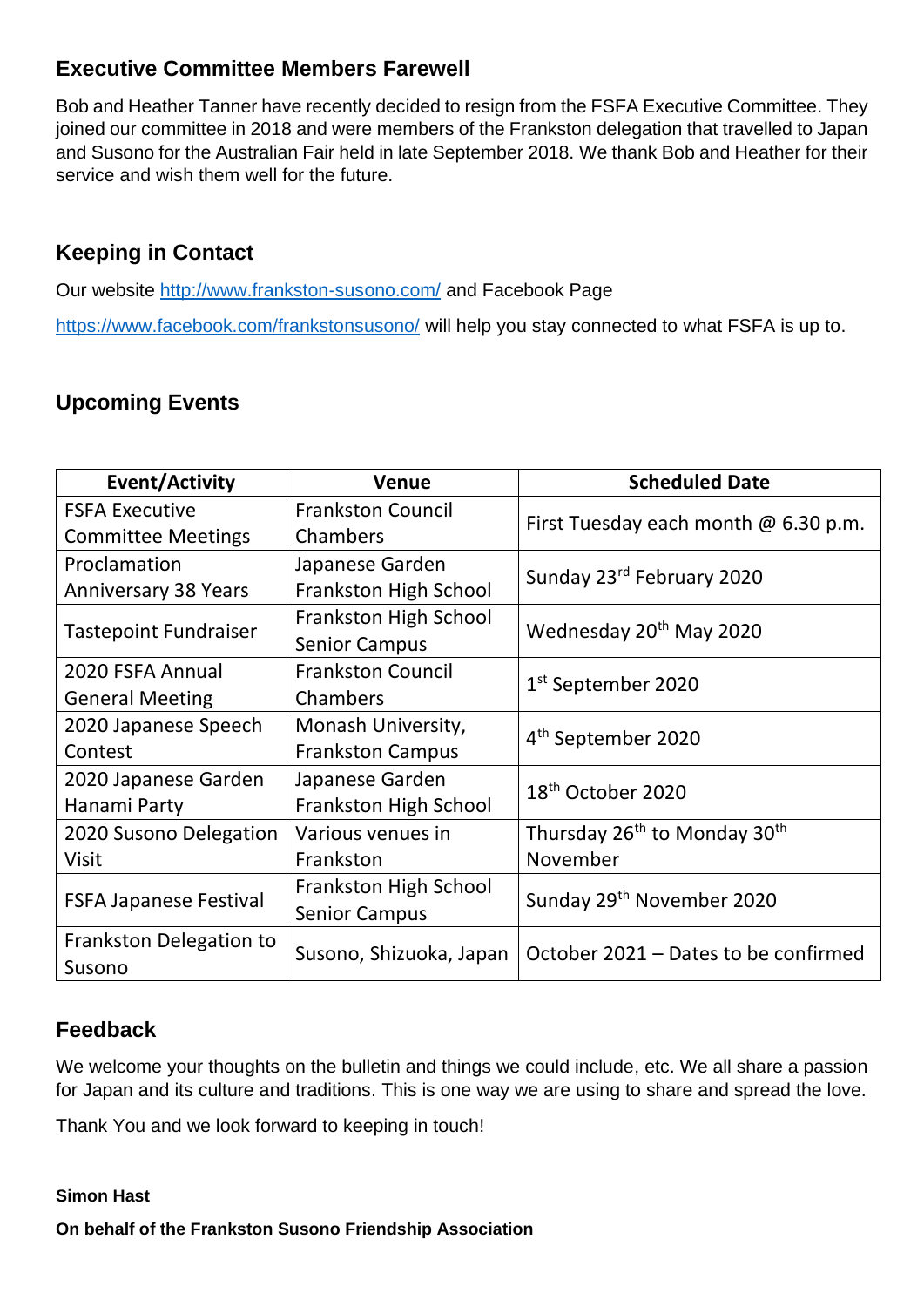## Executive Committee Members Farewell

Bob and Heather Tanner have recently decided to resign from the FSFA Executive Committee. They joined our committee in 2018 and were members of the Frankston delegation that travelled to Japan and Susono for the Australian Fair held in late September 2018. We thank Bob and Heather for their service and wish them well for the future.

## Keeping in Contact

Our website http://www.frankston-susono.com/ and Facebook Page

https://www.facebook.com/frankstonsusono/ will help you stay connected to what FSFA is up to.

## Upcoming Events

| Event/Activity | Venue | Scheduled Date |
|---|---|---|
| FSFA Executive Committee Meetings | Frankston Council Chambers | First Tuesday each month @ 6.30 p.m. |
| Proclamation Anniversary 38 Years | Japanese Garden Frankston High School | Sunday 23rd February 2020 |
| Tastepoint Fundraiser | Frankston High School Senior Campus | Wednesday 20th May 2020 |
| 2020 FSFA Annual General Meeting | Frankston Council Chambers | 1st September 2020 |
| 2020 Japanese Speech Contest | Monash University, Frankston Campus | 4th September 2020 |
| 2020 Japanese Garden Hanami Party | Japanese Garden Frankston High School | 18th October 2020 |
| 2020 Susono Delegation Visit | Various venues in Frankston | Thursday 26th to Monday 30th November |
| FSFA Japanese Festival | Frankston High School Senior Campus | Sunday 29th November 2020 |
| Frankston Delegation to Susono | Susono, Shizuoka, Japan | October 2021 – Dates to be confirmed |

## Feedback

We welcome your thoughts on the bulletin and things we could include, etc. We all share a passion for Japan and its culture and traditions. This is one way we are using to share and spread the love.

Thank You and we look forward to keeping in touch!

**Simon Hast**

**On behalf of the Frankston Susono Friendship Association**